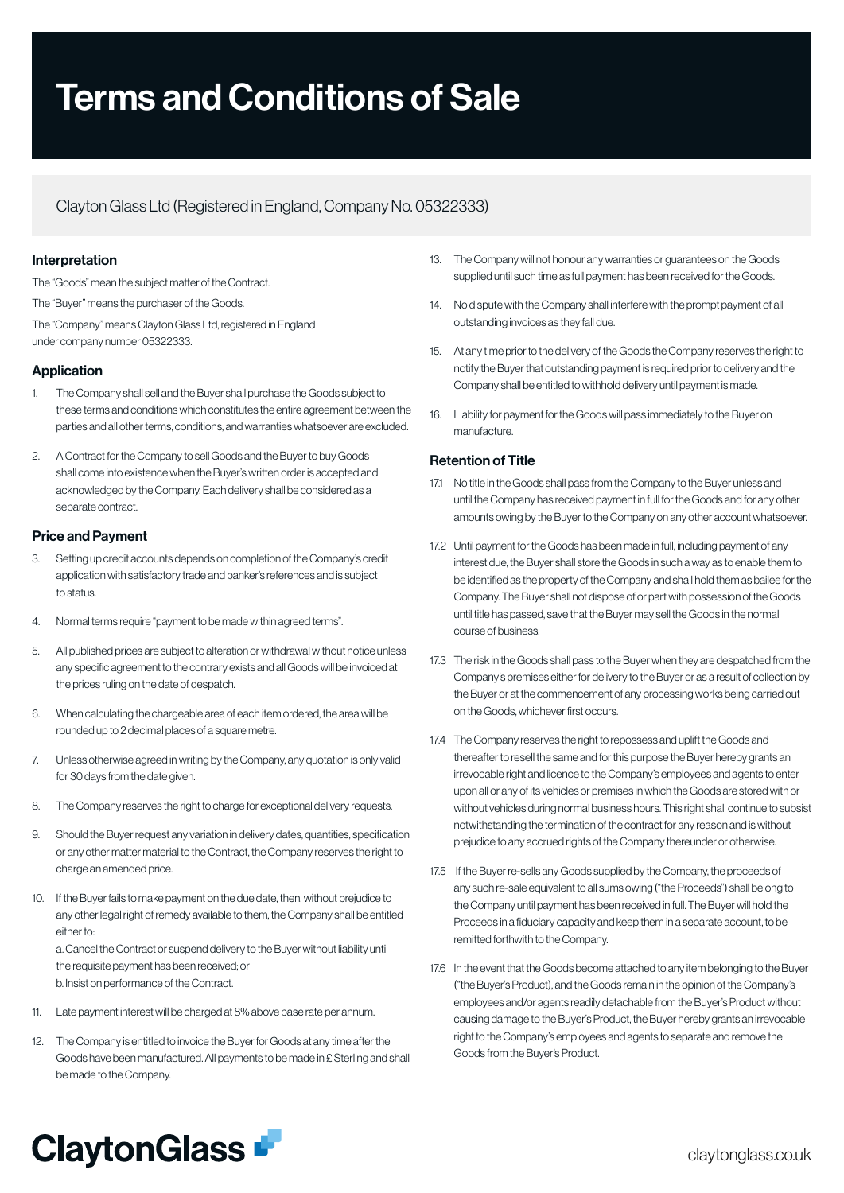# Terms and Conditions of Sale

Clayton Glass Ltd (Registered in England, Company No. 05322333)

## Interpretation

The "Goods" mean the subject matter of the Contract.

The "Buyer" means the purchaser of the Goods.

The "Company" means Clayton Glass Ltd, registered in England under company number 05322333.

## Application

1. The Company shall sell and the Buyer shall purchase the Goods subject to these terms and conditions which constitutes the entire agreement between the parties and all other terms, conditions, and warranties whatsoever are excluded.

2. A Contract for the Company to sell Goods and the Buyer to buy Goods shall come into existence when the Buyer's written order is accepted and acknowledged by the Company. Each delivery shall be considered as a separate contract.

## Price and Payment

3. Setting up credit accounts depends on completion of the Company's credit application with satisfactory trade and banker's references and is subject to status.

4. Normal terms require "payment to be made within agreed terms".

5. All published prices are subject to alteration or withdrawal without notice unless any specific agreement to the contrary exists and all Goods will be invoiced at the prices ruling on the date of despatch.

6. When calculating the chargeable area of each item ordered, the area will be rounded up to 2 decimal places of a square metre.

7. Unless otherwise agreed in writing by the Company, any quotation is only valid for 30 days from the date given.

8. The Company reserves the right to charge for exceptional delivery requests.

9. Should the Buyer request any variation in delivery dates, quantities, specification or any other matter material to the Contract, the Company reserves the right to charge an amended price.

10. If the Buyer fails to make payment on the due date, then, without prejudice to any other legal right of remedy available to them, the Company shall be entitled either to:
    a. Cancel the Contract or suspend delivery to the Buyer without liability until the requisite payment has been received; or
    b. Insist on performance of the Contract.

11. Late payment interest will be charged at 8% above base rate per annum.

12. The Company is entitled to invoice the Buyer for Goods at any time after the Goods have been manufactured. All payments to be made in £ Sterling and shall be made to the Company.

13. The Company will not honour any warranties or guarantees on the Goods supplied until such time as full payment has been received for the Goods.

14. No dispute with the Company shall interfere with the prompt payment of all outstanding invoices as they fall due.

15. At any time prior to the delivery of the Goods the Company reserves the right to notify the Buyer that outstanding payment is required prior to delivery and the Company shall be entitled to withhold delivery until payment is made.

16. Liability for payment for the Goods will pass immediately to the Buyer on manufacture.

## Retention of Title

17.1 No title in the Goods shall pass from the Company to the Buyer unless and until the Company has received payment in full for the Goods and for any other amounts owing by the Buyer to the Company on any other account whatsoever.

17.2 Until payment for the Goods has been made in full, including payment of any interest due, the Buyer shall store the Goods in such a way as to enable them to be identified as the property of the Company and shall hold them as bailee for the Company. The Buyer shall not dispose of or part with possession of the Goods until title has passed, save that the Buyer may sell the Goods in the normal course of business.

17.3 The risk in the Goods shall pass to the Buyer when they are despatched from the Company's premises either for delivery to the Buyer or as a result of collection by the Buyer or at the commencement of any processing works being carried out on the Goods, whichever first occurs.

17.4 The Company reserves the right to repossess and uplift the Goods and thereafter to resell the same and for this purpose the Buyer hereby grants an irrevocable right and licence to the Company's employees and agents to enter upon all or any of its vehicles or premises in which the Goods are stored with or without vehicles during normal business hours. This right shall continue to subsist notwithstanding the termination of the contract for any reason and is without prejudice to any accrued rights of the Company thereunder or otherwise.

17.5 If the Buyer re-sells any Goods supplied by the Company, the proceeds of any such re-sale equivalent to all sums owing ("the Proceeds") shall belong to the Company until payment has been received in full. The Buyer will hold the Proceeds in a fiduciary capacity and keep them in a separate account, to be remitted forthwith to the Company.

17.6 In the event that the Goods become attached to any item belonging to the Buyer ("the Buyer's Product), and the Goods remain in the opinion of the Company's employees and/or agents readily detachable from the Buyer's Product without causing damage to the Buyer's Product, the Buyer hereby grants an irrevocable right to the Company's employees and agents to separate and remove the Goods from the Buyer's Product.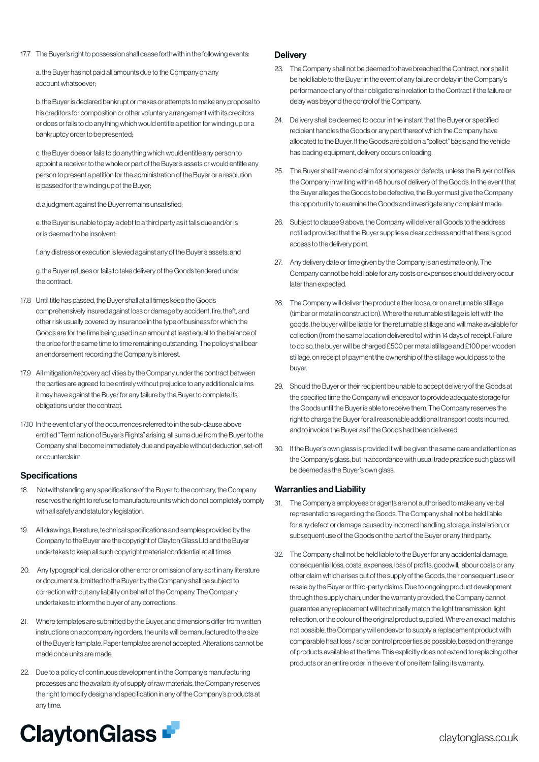17.7 The Buyer's right to possession shall cease forthwith in the following events:

a. the Buyer has not paid all amounts due to the Company on any account whatsoever;

b. the Buyer is declared bankrupt or makes or attempts to make any proposal to his creditors for composition or other voluntary arrangement with its creditors or does or fails to do anything which would entitle a petition for winding up or a bankruptcy order to be presented;

c. the Buyer does or fails to do anything which would entitle any person to appoint a receiver to the whole or part of the Buyer's assets or would entitle any person to present a petition for the administration of the Buyer or a resolution is passed for the winding up of the Buyer;

d. a judgment against the Buyer remains unsatisfied;

e. the Buyer is unable to pay a debt to a third party as it falls due and/or is or is deemed to be insolvent;

f. any distress or execution is levied against any of the Buyer's assets; and

g. the Buyer refuses or fails to take delivery of the Goods tendered under the contract.

17.8 Until title has passed, the Buyer shall at all times keep the Goods comprehensively insured against loss or damage by accident, fire, theft, and other risk usually covered by insurance in the type of business for which the Goods are for the time being used in an amount at least equal to the balance of the price for the same time to time remaining outstanding. The policy shall bear an endorsement recording the Company's interest.

17.9 All mitigation/recovery activities by the Company under the contract between the parties are agreed to be entirely without prejudice to any additional claims it may have against the Buyer for any failure by the Buyer to complete its obligations under the contract.

17.10 In the event of any of the occurrences referred to in the sub-clause above entitled "Termination of Buyer's Rights" arising, all sums due from the Buyer to the Company shall become immediately due and payable without deduction, set-off or counterclaim.

## Specifications

18. Notwithstanding any specifications of the Buyer to the contrary, the Company reserves the right to refuse to manufacture units which do not completely comply with all safety and statutory legislation.

19. All drawings, literature, technical specifications and samples provided by the Company to the Buyer are the copyright of Clayton Glass Ltd and the Buyer undertakes to keep all such copyright material confidential at all times.

20. Any typographical, clerical or other error or omission of any sort in any literature or document submitted to the Buyer by the Company shall be subject to correction without any liability on behalf of the Company. The Company undertakes to inform the buyer of any corrections.

21. Where templates are submitted by the Buyer, and dimensions differ from written instructions on accompanying orders, the units will be manufactured to the size of the Buyer's template. Paper templates are not accepted. Alterations cannot be made once units are made.

22. Due to a policy of continuous development in the Company's manufacturing processes and the availability of supply of raw materials, the Company reserves the right to modify design and specification in any of the Company's products at any time.

## Delivery

23. The Company shall not be deemed to have breached the Contract, nor shall it be held liable to the Buyer in the event of any failure or delay in the Company's performance of any of their obligations in relation to the Contract if the failure or delay was beyond the control of the Company.

24. Delivery shall be deemed to occur in the instant that the Buyer or specified recipient handles the Goods or any part thereof which the Company have allocated to the Buyer. If the Goods are sold on a "collect" basis and the vehicle has loading equipment, delivery occurs on loading.

25. The Buyer shall have no claim for shortages or defects, unless the Buyer notifies the Company in writing within 48 hours of delivery of the Goods. In the event that the Buyer alleges the Goods to be defective, the Buyer must give the Company the opportunity to examine the Goods and investigate any complaint made.

26. Subject to clause 9 above, the Company will deliver all Goods to the address notified provided that the Buyer supplies a clear address and that there is good access to the delivery point.

27. Any delivery date or time given by the Company is an estimate only. The Company cannot be held liable for any costs or expenses should delivery occur later than expected.

28. The Company will deliver the product either loose, or on a returnable stillage (timber or metal in construction). Where the returnable stillage is left with the goods, the buyer will be liable for the returnable stillage and will make available for collection (from the same location delivered to) within 14 days of receipt. Failure to do so, the buyer will be charged £500 per metal stillage and £100 per wooden stillage, on receipt of payment the ownership of the stillage would pass to the buyer.

29. Should the Buyer or their recipient be unable to accept delivery of the Goods at the specified time the Company will endeavor to provide adequate storage for the Goods until the Buyer is able to receive them. The Company reserves the right to charge the Buyer for all reasonable additional transport costs incurred, and to invoice the Buyer as if the Goods had been delivered.

30. If the Buyer's own glass is provided it will be given the same care and attention as the Company's glass, but in accordance with usual trade practice such glass will be deemed as the Buyer's own glass.

## Warranties and Liability

31. The Company's employees or agents are not authorised to make any verbal representations regarding the Goods. The Company shall not be held liable for any defect or damage caused by incorrect handling, storage, installation, or subsequent use of the Goods on the part of the Buyer or any third party.

32. The Company shall not be held liable to the Buyer for any accidental damage, consequential loss, costs, expenses, loss of profits, goodwill, labour costs or any other claim which arises out of the supply of the Goods, their consequent use or resale by the Buyer or third-party claims. Due to ongoing product development through the supply chain, under the warranty provided, the Company cannot guarantee any replacement will technically match the light transmission, light reflection, or the colour of the original product supplied. Where an exact match is not possible, the Company will endeavor to supply a replacement product with comparable heat loss / solar control properties as possible, based on the range of products available at the time. This explicitly does not extend to replacing other products or an entire order in the event of one item failing its warranty.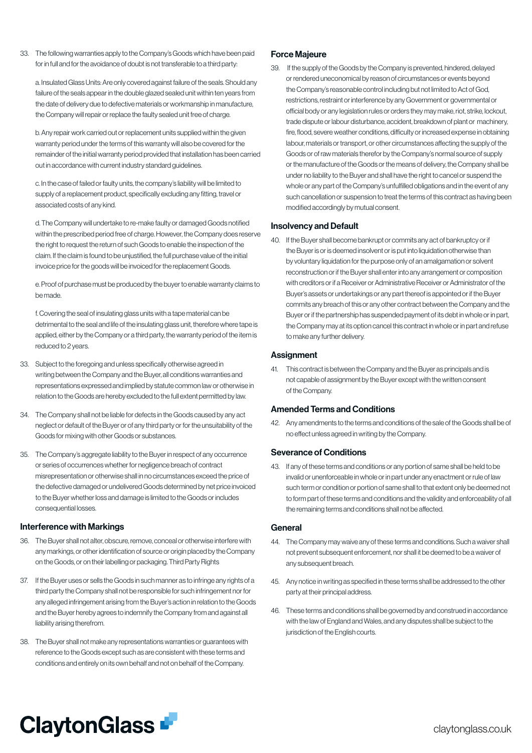33. The following warranties apply to the Company's Goods which have been paid for in full and for the avoidance of doubt is not transferable to a third party:

 a. Insulated Glass Units: Are only covered against failure of the seals. Should any failure of the seals appear in the double glazed sealed unit within ten years from the date of delivery due to defective materials or workmanship in manufacture, the Company will repair or replace the faulty sealed unit free of charge.

 b. Any repair work carried out or replacement units supplied within the given warranty period under the terms of this warranty will also be covered for the remainder of the initial warranty period provided that installation has been carried out in accordance with current industry standard guidelines.

 c. In the case of failed or faulty units, the company's liability will be limited to supply of a replacement product, specifically excluding any fitting, travel or associated costs of any kind.

 d. The Company will undertake to re-make faulty or damaged Goods notified within the prescribed period free of charge. However, the Company does reserve the right to request the return of such Goods to enable the inspection of the claim. If the claim is found to be unjustified, the full purchase value of the initial invoice price for the goods will be invoiced for the replacement Goods.

 e. Proof of purchase must be produced by the buyer to enable warranty claims to be made.

 f. Covering the seal of insulating glass units with a tape material can be detrimental to the seal and life of the insulating glass unit, therefore where tape is applied, either by the Company or a third party, the warranty period of the item is reduced to 2 years.

33. Subject to the foregoing and unless specifically otherwise agreed in writing between the Company and the Buyer, all conditions warranties and representations expressed and implied by statute common law or otherwise in relation to the Goods are hereby excluded to the full extent permitted by law.

34. The Company shall not be liable for defects in the Goods caused by any act neglect or default of the Buyer or of any third party or for the unsuitability of the Goods for mixing with other Goods or substances.

35. The Company's aggregate liability to the Buyer in respect of any occurrence or series of occurrences whether for negligence breach of contract misrepresentation or otherwise shall in no circumstances exceed the price of the defective damaged or undelivered Goods determined by net price invoiced to the Buyer whether loss and damage is limited to the Goods or includes consequential losses.

### Interference with Markings

36. The Buyer shall not alter, obscure, remove, conceal or otherwise interfere with any markings, or other identification of source or origin placed by the Company on the Goods, or on their labelling or packaging. Third Party Rights

37. If the Buyer uses or sells the Goods in such manner as to infringe any rights of a third party the Company shall not be responsible for such infringement nor for any alleged infringement arising from the Buyer's action in relation to the Goods and the Buyer hereby agrees to indemnify the Company from and against all liability arising therefrom.

38. The Buyer shall not make any representations warranties or guarantees with reference to the Goods except such as are consistent with these terms and conditions and entirely on its own behalf and not on behalf of the Company.

### Force Majeure

39. If the supply of the Goods by the Company is prevented, hindered, delayed or rendered uneconomical by reason of circumstances or events beyond the Company's reasonable control including but not limited to Act of God, restrictions, restraint or interference by any Government or governmental or official body or any legislation rules or orders they may make, riot, strike, lockout, trade dispute or labour disturbance, accident, breakdown of plant or machinery, fire, flood, severe weather conditions, difficulty or increased expense in obtaining labour, materials or transport, or other circumstances affecting the supply of the Goods or of raw materials therefor by the Company's normal source of supply or the manufacture of the Goods or the means of delivery, the Company shall be under no liability to the Buyer and shall have the right to cancel or suspend the whole or any part of the Company's unfulfilled obligations and in the event of any such cancellation or suspension to treat the terms of this contract as having been modified accordingly by mutual consent.

### Insolvency and Default

40. If the Buyer shall become bankrupt or commits any act of bankruptcy or if the Buyer is or is deemed insolvent or is put into liquidation otherwise than by voluntary liquidation for the purpose only of an amalgamation or solvent reconstruction or if the Buyer shall enter into any arrangement or composition with creditors or if a Receiver or Administrative Receiver or Administrator of the Buyer's assets or undertakings or any part thereof is appointed or if the Buyer commits any breach of this or any other contract between the Company and the Buyer or if the partnership has suspended payment of its debt in whole or in part, the Company may at its option cancel this contract in whole or in part and refuse to make any further delivery.

### Assignment

41. This contract is between the Company and the Buyer as principals and is not capable of assignment by the Buyer except with the written consent of the Company.

### Amended Terms and Conditions

42. Any amendments to the terms and conditions of the sale of the Goods shall be of no effect unless agreed in writing by the Company.

### Severance of Conditions

43. If any of these terms and conditions or any portion of same shall be held to be invalid or unenforceable in whole or in part under any enactment or rule of law such term or condition or portion of same shall to that extent only be deemed not to form part of these terms and conditions and the validity and enforceability of all the remaining terms and conditions shall not be affected.

### General

44. The Company may waive any of these terms and conditions. Such a waiver shall not prevent subsequent enforcement, nor shall it be deemed to be a waiver of any subsequent breach.

45. Any notice in writing as specified in these terms shall be addressed to the other party at their principal address.

46. These terms and conditions shall be governed by and construed in accordance with the law of England and Wales, and any disputes shall be subject to the jurisdiction of the English courts.

ClaytonGlass

claytonglass.co.uk